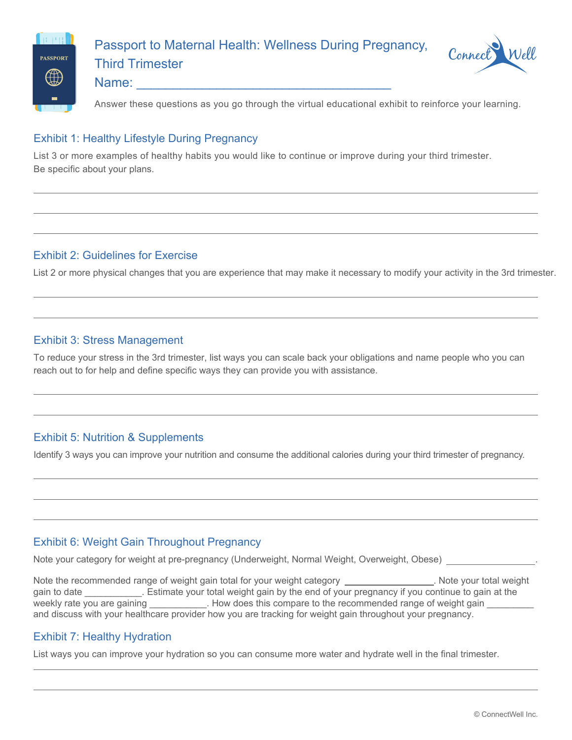# Passport to Maternal Health: Wellness During Pregnancy, Third Trimester

Name: ___________________________________

Answer these questions as you go through the virtual educational exhibit to reinforce your learning.

## Exhibit 1: Healthy Lifestyle During Pregnancy

List 3 or more examples of healthy habits you would like to continue or improve during your third trimester. Be specific about your plans.

___________________________________________________________________________

___________________________________________________________________________

___________________________________________________________________________

## Exhibit 2: Guidelines for Exercise

List 2 or more physical changes that you are experience that may make it necessary to modify your activity in the 3rd trimester.

___________________________________________________________________________

___________________________________________________________________________

## Exhibit 3: Stress Management

To reduce your stress in the 3rd trimester, list ways you can scale back your obligations and name people who you can reach out to for help and define specific ways they can provide you with assistance.

___________________________________________________________________________

___________________________________________________________________________

## Exhibit 5: Nutrition & Supplements

Identify 3 ways you can improve your nutrition and consume the additional calories during your third trimester of pregnancy.

___________________________________________________________________________

___________________________________________________________________________

___________________________________________________________________________

## Exhibit 6: Weight Gain Throughout Pregnancy

Note your category for weight at pre-pregnancy (Underweight, Normal Weight, Overweight, Obese) _________________.

Note the recommended range of weight gain total for your weight category _________________. Note your total weight gain to date ___________. Estimate your total weight gain by the end of your pregnancy if you continue to gain at the weekly rate you are gaining ___________. How does this compare to the recommended range of weight gain _________ and discuss with your healthcare provider how you are tracking for weight gain throughout your pregnancy.

## Exhibit 7: Healthy Hydration

List ways you can improve your hydration so you can consume more water and hydrate well in the final trimester.

___________________________________________________________________________

___________________________________________________________________________

© ConnectWell Inc.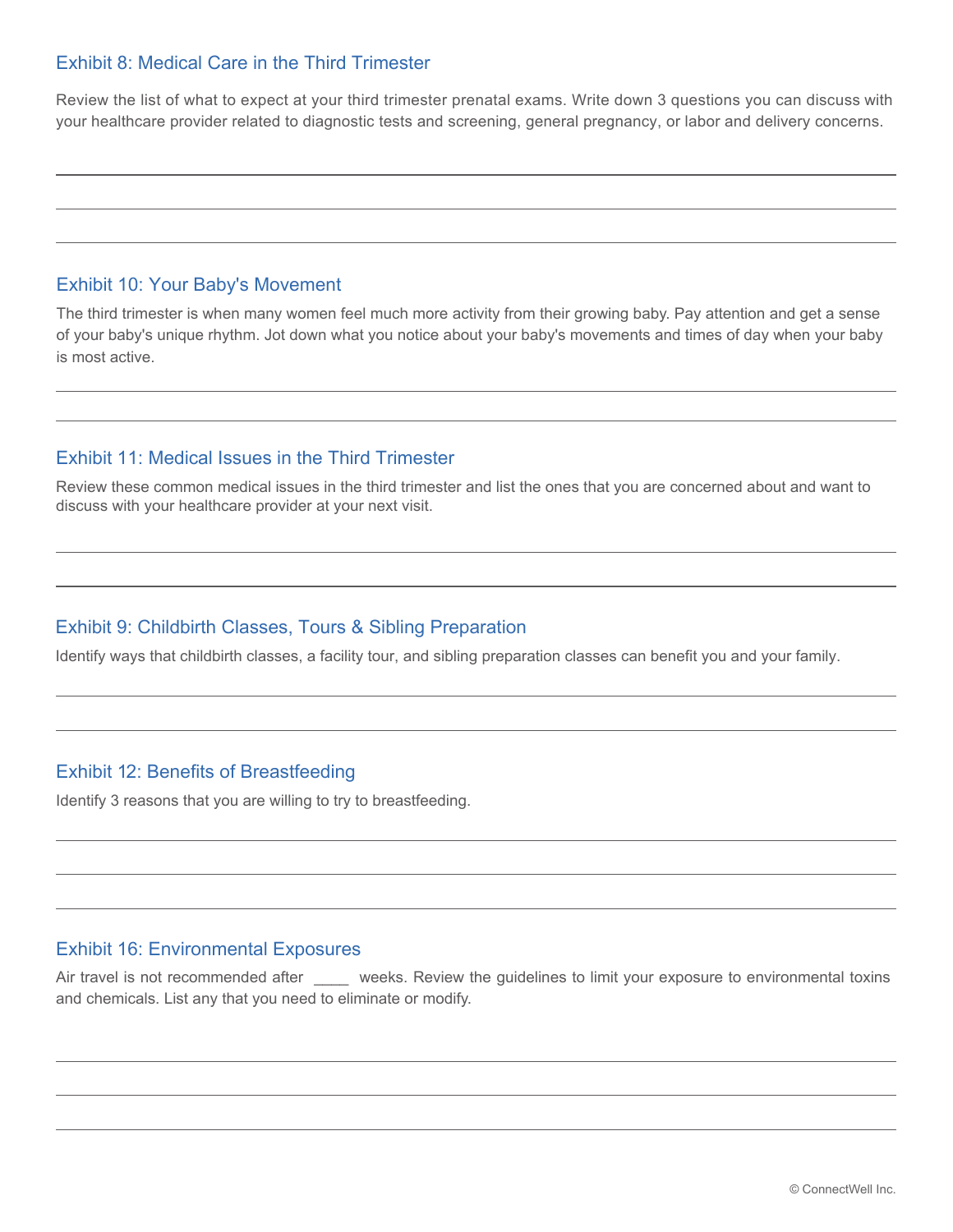## Exhibit 8: Medical Care in the Third Trimester

Review the list of what to expect at your third trimester prenatal exams. Write down 3 questions you can discuss with your healthcare provider related to diagnostic tests and screening, general pregnancy, or labor and delivery concerns.

## Exhibit 10: Your Baby's Movement

The third trimester is when many women feel much more activity from their growing baby. Pay attention and get a sense of your baby's unique rhythm. Jot down what you notice about your baby's movements and times of day when your baby is most active.

## Exhibit 11: Medical Issues in the Third Trimester

Review these common medical issues in the third trimester and list the ones that you are concerned about and want to discuss with your healthcare provider at your next visit.

## Exhibit 9: Childbirth Classes, Tours & Sibling Preparation

Identify ways that childbirth classes, a facility tour, and sibling preparation classes can benefit you and your family.

## Exhibit 12: Benefits of Breastfeeding

Identify 3 reasons that you are willing to try to breastfeeding.

## Exhibit 16: Environmental Exposures

Air travel is not recommended after ____ weeks. Review the guidelines to limit your exposure to environmental toxins and chemicals. List any that you need to eliminate or modify.

© ConnectWell Inc.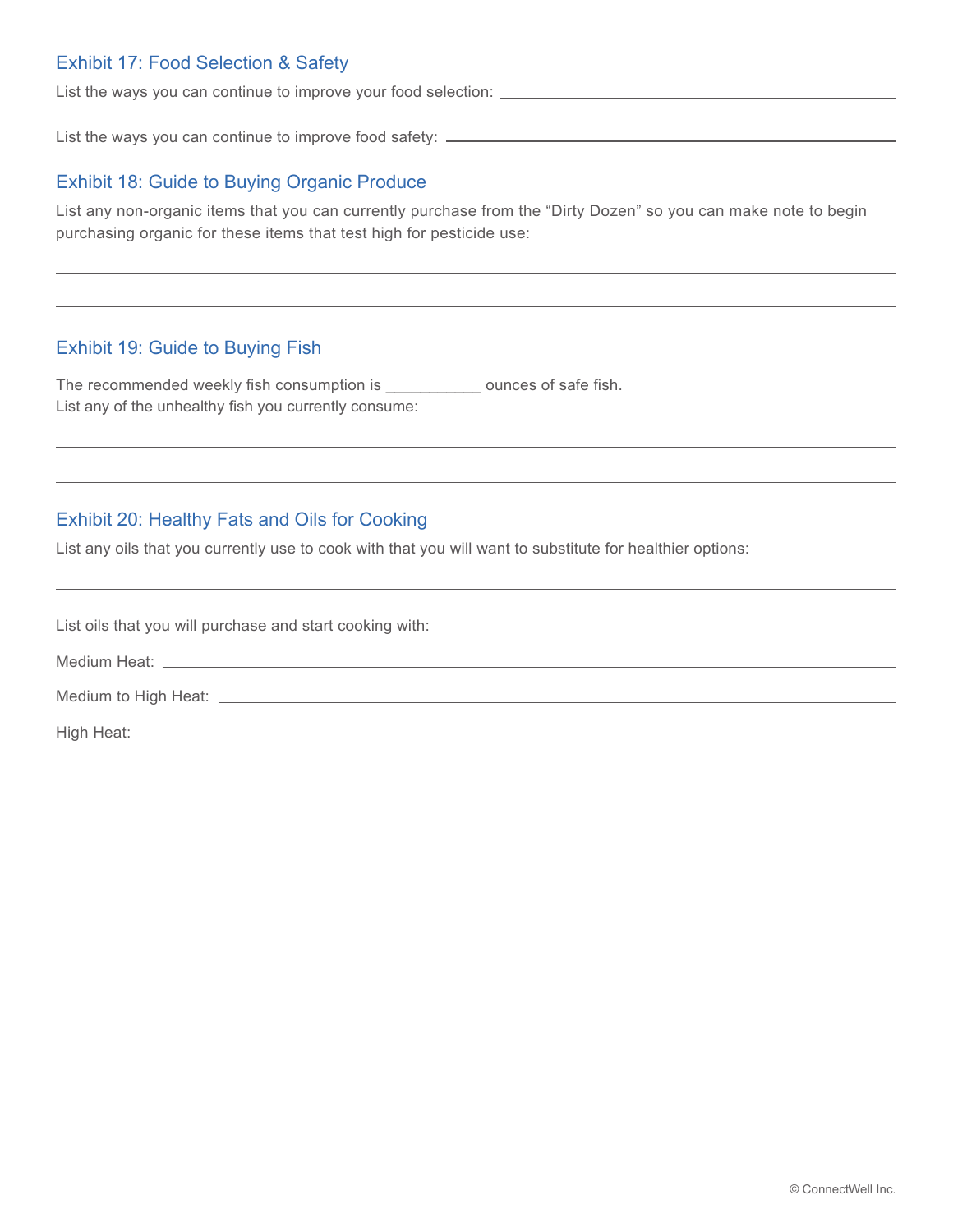## Exhibit 17: Food Selection & Safety

List the ways you can continue to improve your food selection: ______________________________

List the ways you can continue to improve food safety: ______________________________

## Exhibit 18: Guide to Buying Organic Produce

List any non-organic items that you can currently purchase from the "Dirty Dozen" so you can make note to begin purchasing organic for these items that test high for pesticide use:

______________________________

______________________________

## Exhibit 19: Guide to Buying Fish

The recommended weekly fish consumption is ___________ ounces of safe fish.
List any of the unhealthy fish you currently consume:

______________________________

______________________________

## Exhibit 20: Healthy Fats and Oils for Cooking

List any oils that you currently use to cook with that you will want to substitute for healthier options:

______________________________

List oils that you will purchase and start cooking with:

Medium Heat: ______________________________

Medium to High Heat: ______________________________

High Heat: ______________________________

© ConnectWell Inc.